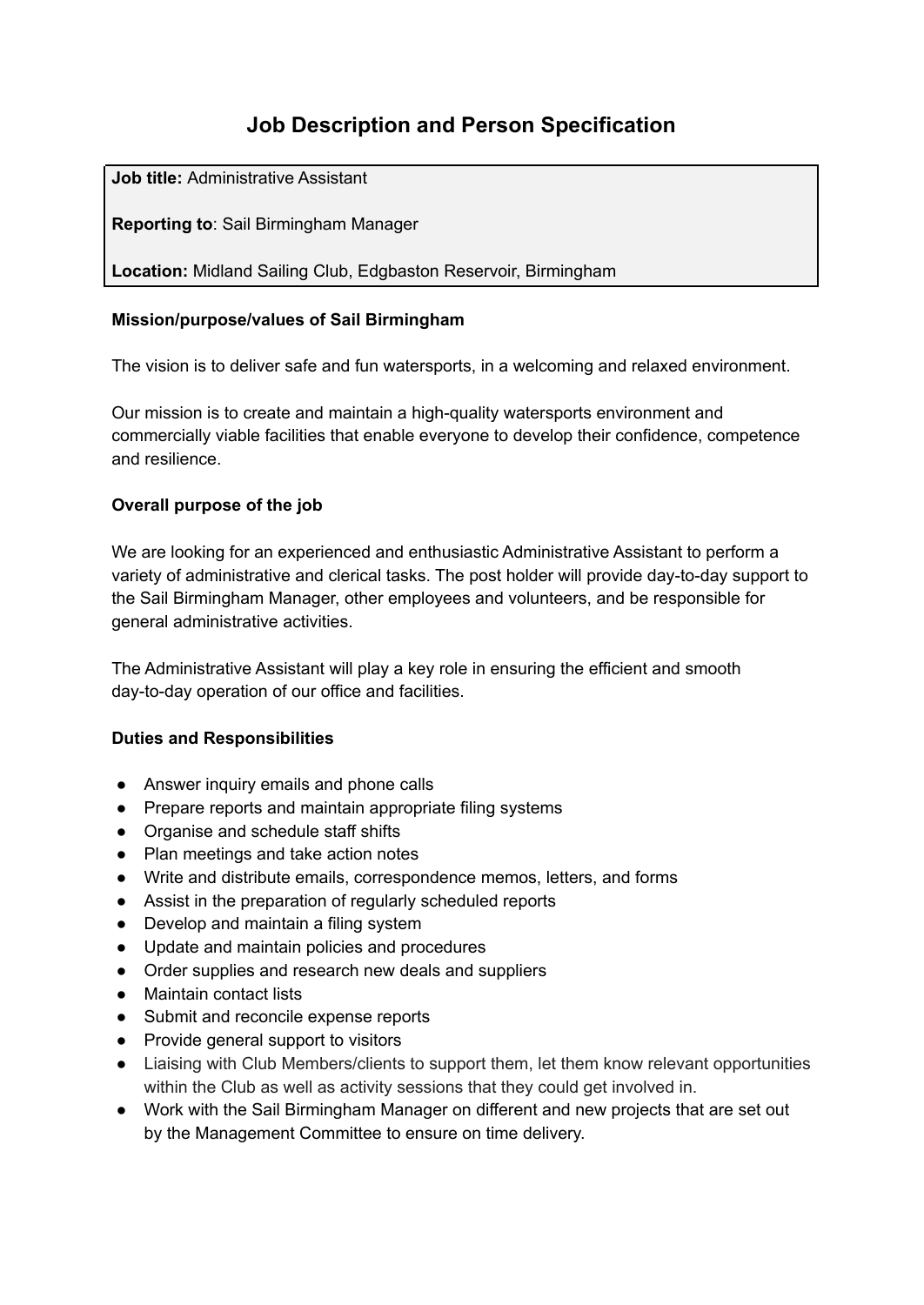# Job Description and Person Specification

**Job title:** Administrative Assistant

**Reporting to**: Sail Birmingham Manager

**Location:** Midland Sailing Club, Edgbaston Reservoir, Birmingham

**Mission/purpose/values of Sail Birmingham**

The vision is to deliver safe and fun watersports, in a welcoming and relaxed environment.

Our mission is to create and maintain a high-quality watersports environment and commercially viable facilities that enable everyone to develop their confidence, competence and resilience.

**Overall purpose of the job**

We are looking for an experienced and enthusiastic Administrative Assistant to perform a variety of administrative and clerical tasks. The post holder will provide day-to-day support to the Sail Birmingham Manager, other employees and volunteers, and be responsible for general administrative activities.

The Administrative Assistant will play a key role in ensuring the efficient and smooth day-to-day operation of our office and facilities.

**Duties and Responsibilities**

- Answer inquiry emails and phone calls
- Prepare reports and maintain appropriate filing systems
- Organise and schedule staff shifts
- Plan meetings and take action notes
- Write and distribute emails, correspondence memos, letters, and forms
- Assist in the preparation of regularly scheduled reports
- Develop and maintain a filing system
- Update and maintain policies and procedures
- Order supplies and research new deals and suppliers
- Maintain contact lists
- Submit and reconcile expense reports
- Provide general support to visitors
- Liaising with Club Members/clients to support them, let them know relevant opportunities within the Club as well as activity sessions that they could get involved in.
- Work with the Sail Birmingham Manager on different and new projects that are set out by the Management Committee to ensure on time delivery.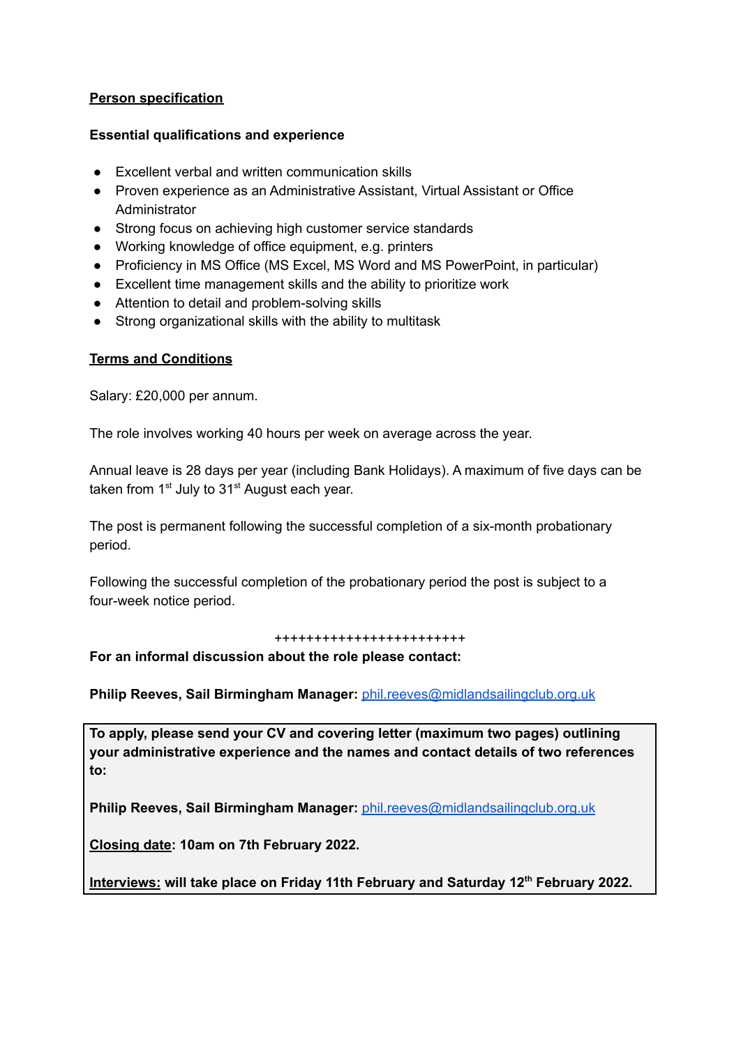**Person specification**

**Essential qualifications and experience**

- Excellent verbal and written communication skills
- Proven experience as an Administrative Assistant, Virtual Assistant or Office Administrator
- Strong focus on achieving high customer service standards
- Working knowledge of office equipment, e.g. printers
- Proficiency in MS Office (MS Excel, MS Word and MS PowerPoint, in particular)
- Excellent time management skills and the ability to prioritize work
- Attention to detail and problem-solving skills
- Strong organizational skills with the ability to multitask

**Terms and Conditions**

Salary: £20,000 per annum.

The role involves working 40 hours per week on average across the year.

Annual leave is 28 days per year (including Bank Holidays). A maximum of five days can be taken from 1st July to 31st August each year.

The post is permanent following the successful completion of a six-month probationary period.

Following the successful completion of the probationary period the post is subject to a four-week notice period.

++++++++++++++++++++++++

**For an informal discussion about the role please contact:**

**Philip Reeves, Sail Birmingham Manager:** phil.reeves@midlandsailingclub.org.uk

**To apply, please send your CV and covering letter (maximum two pages) outlining your administrative experience and the names and contact details of two references to:**

**Philip Reeves, Sail Birmingham Manager:** phil.reeves@midlandsailingclub.org.uk

**Closing date: 10am on 7th February 2022.**

**Interviews: will take place on Friday 11th February and Saturday 12th February 2022.**